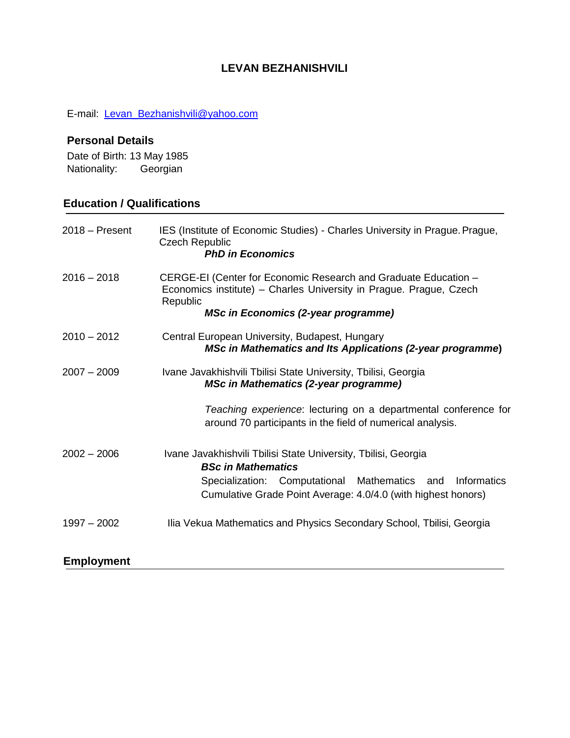# LEVAN BEZHANISHVILI

E-mail: [Levan_Bezhanishvili@yahoo.com](mailto:Levan_Bezhanishvili@yahoo.com)

### Personal Details

Date of Birth: 13 May 1985
Nationality: Georgian

## Education / Qualifications

**2018 – Present**
IES (Institute of Economic Studies) - Charles University in Prague. Prague, Czech Republic
***PhD in Economics***

**2016 – 2018**
CERGE-EI (Center for Economic Research and Graduate Education – Economics institute) – Charles University in Prague. Prague, Czech Republic
***MSc in Economics (2-year programme)***

**2010 – 2012**
Central European University, Budapest, Hungary
***MSc in Mathematics and Its Applications (2-year programme)***

**2007 – 2009**
Ivane Javakhishvili Tbilisi State University, Tbilisi, Georgia
***MSc in Mathematics (2-year programme)***

*Teaching experience*: lecturing on a departmental conference for around 70 participants in the field of numerical analysis.

**2002 – 2006**
Ivane Javakhishvili Tbilisi State University, Tbilisi, Georgia
***BSc in Mathematics***
Specialization: Computational Mathematics and Informatics
Cumulative Grade Point Average: 4.0/4.0 (with highest honors)

**1997 – 2002**
Ilia Vekua Mathematics and Physics Secondary School, Tbilisi, Georgia

## Employment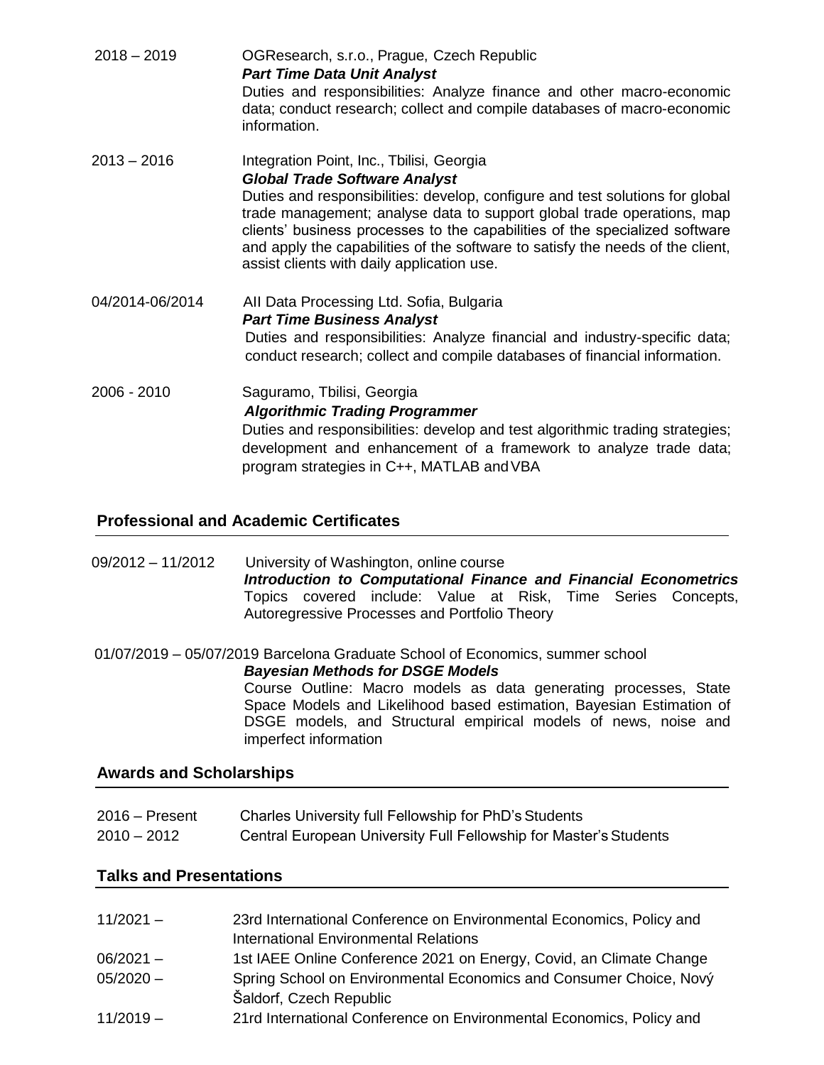2018 – 2019 OGResearch, s.r.o., Prague, Czech Republic
***Part Time Data Unit Analyst***
Duties and responsibilities: Analyze finance and other macro-economic data; conduct research; collect and compile databases of macro-economic information.

2013 – 2016 Integration Point, Inc., Tbilisi, Georgia
***Global Trade Software Analyst***
Duties and responsibilities: develop, configure and test solutions for global trade management; analyse data to support global trade operations, map clients' business processes to the capabilities of the specialized software and apply the capabilities of the software to satisfy the needs of the client, assist clients with daily application use.

04/2014-06/2014 AII Data Processing Ltd. Sofia, Bulgaria
***Part Time Business Analyst***
Duties and responsibilities: Analyze financial and industry-specific data; conduct research; collect and compile databases of financial information.

2006 - 2010 Saguramo, Tbilisi, Georgia
***Algorithmic Trading Programmer***
Duties and responsibilities: develop and test algorithmic trading strategies; development and enhancement of a framework to analyze trade data; program strategies in C++, MATLAB and VBA

## Professional and Academic Certificates

09/2012 – 11/2012 University of Washington, online course
***Introduction to Computational Finance and Financial Econometrics***
Topics covered include: Value at Risk, Time Series Concepts, Autoregressive Processes and Portfolio Theory

01/07/2019 – 05/07/2019 Barcelona Graduate School of Economics, summer school
***Bayesian Methods for DSGE Models***
Course Outline: Macro models as data generating processes, State Space Models and Likelihood based estimation, Bayesian Estimation of DSGE models, and Structural empirical models of news, noise and imperfect information

## Awards and Scholarships

2016 – Present Charles University full Fellowship for PhD's Students
2010 – 2012 Central European University Full Fellowship for Master's Students

## Talks and Presentations

11/2021 – 23rd International Conference on Environmental Economics, Policy and International Environmental Relations
06/2021 – 1st IAEE Online Conference 2021 on Energy, Covid, an Climate Change
05/2020 – Spring School on Environmental Economics and Consumer Choice, Nový Šaldorf, Czech Republic
11/2019 – 21rd International Conference on Environmental Economics, Policy and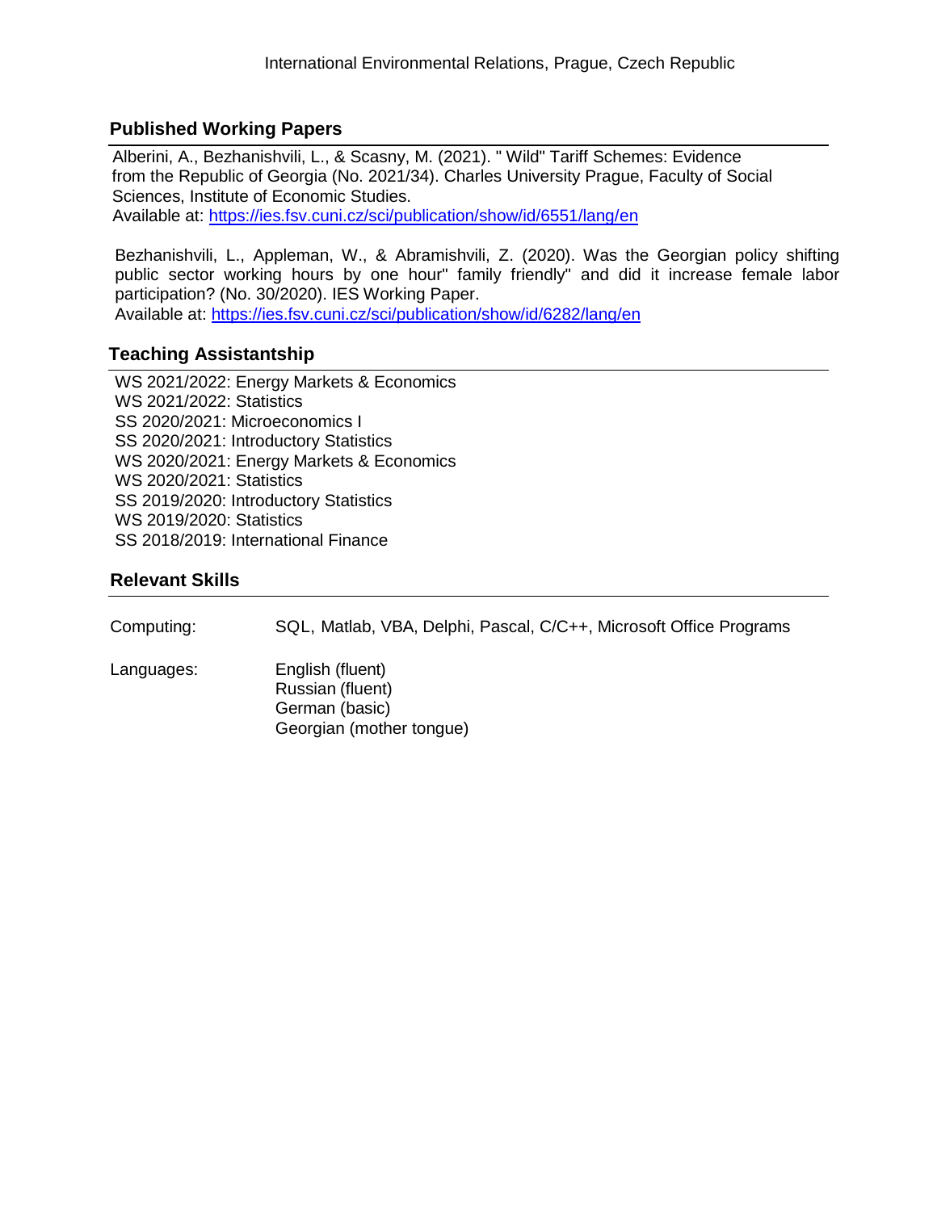International Environmental Relations, Prague, Czech Republic

## Published Working Papers

Alberini, A., Bezhanishvili, L., & Scasny, M. (2021). " Wild" Tariff Schemes: Evidence from the Republic of Georgia (No. 2021/34). Charles University Prague, Faculty of Social Sciences, Institute of Economic Studies.
Available at: https://ies.fsv.cuni.cz/sci/publication/show/id/6551/lang/en

Bezhanishvili, L., Appleman, W., & Abramishvili, Z. (2020). Was the Georgian policy shifting public sector working hours by one hour" family friendly" and did it increase female labor participation? (No. 30/2020). IES Working Paper.
Available at: https://ies.fsv.cuni.cz/sci/publication/show/id/6282/lang/en

## Teaching Assistantship

WS 2021/2022: Energy Markets & Economics
WS 2021/2022: Statistics
SS 2020/2021: Microeconomics I
SS 2020/2021: Introductory Statistics
WS 2020/2021: Energy Markets & Economics
WS 2020/2021: Statistics
SS 2019/2020: Introductory Statistics
WS 2019/2020: Statistics
SS 2018/2019: International Finance

## Relevant Skills

| | |
|---|---|
| Computing: | SQL, Matlab, VBA, Delphi, Pascal, C/C++, Microsoft Office Programs |
| Languages: | English (fluent)<br>Russian (fluent)<br>German (basic)<br>Georgian (mother tongue) |